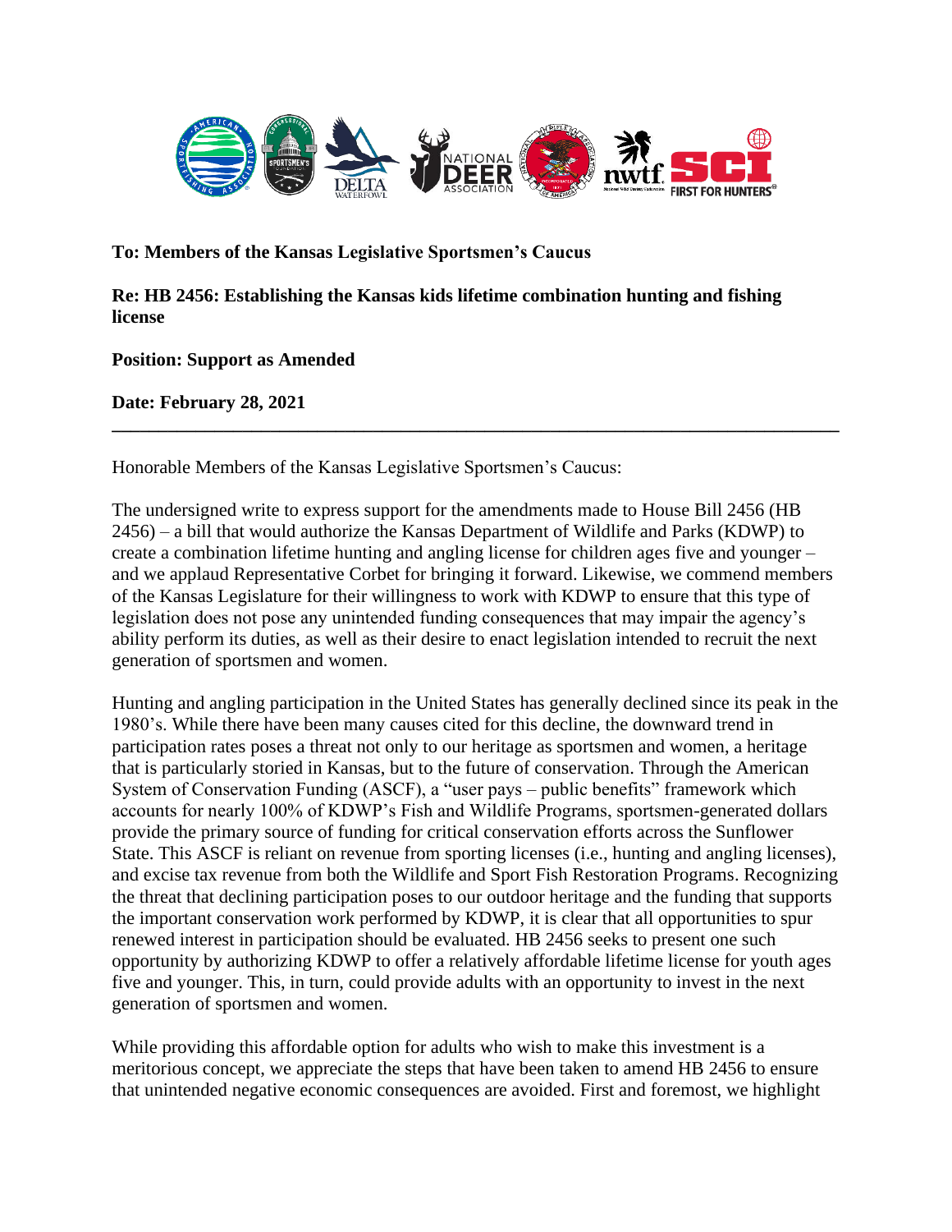**To: Members of the Kansas Legislative Sportsmen's Caucus**

**Re: HB 2456: Establishing the Kansas kids lifetime combination hunting and fishing license**

**Position: Support as Amended**

**Date: February 28, 2021**

---

Honorable Members of the Kansas Legislative Sportsmen's Caucus:

The undersigned write to express support for the amendments made to House Bill 2456 (HB 2456) – a bill that would authorize the Kansas Department of Wildlife and Parks (KDWP) to create a combination lifetime hunting and angling license for children ages five and younger – and we applaud Representative Corbet for bringing it forward. Likewise, we commend members of the Kansas Legislature for their willingness to work with KDWP to ensure that this type of legislation does not pose any unintended funding consequences that may impair the agency's ability perform its duties, as well as their desire to enact legislation intended to recruit the next generation of sportsmen and women.

Hunting and angling participation in the United States has generally declined since its peak in the 1980's. While there have been many causes cited for this decline, the downward trend in participation rates poses a threat not only to our heritage as sportsmen and women, a heritage that is particularly storied in Kansas, but to the future of conservation. Through the American System of Conservation Funding (ASCF), a "user pays – public benefits" framework which accounts for nearly 100% of KDWP's Fish and Wildlife Programs, sportsmen-generated dollars provide the primary source of funding for critical conservation efforts across the Sunflower State. This ASCF is reliant on revenue from sporting licenses (i.e., hunting and angling licenses), and excise tax revenue from both the Wildlife and Sport Fish Restoration Programs. Recognizing the threat that declining participation poses to our outdoor heritage and the funding that supports the important conservation work performed by KDWP, it is clear that all opportunities to spur renewed interest in participation should be evaluated. HB 2456 seeks to present one such opportunity by authorizing KDWP to offer a relatively affordable lifetime license for youth ages five and younger. This, in turn, could provide adults with an opportunity to invest in the next generation of sportsmen and women.

While providing this affordable option for adults who wish to make this investment is a meritorious concept, we appreciate the steps that have been taken to amend HB 2456 to ensure that unintended negative economic consequences are avoided. First and foremost, we highlight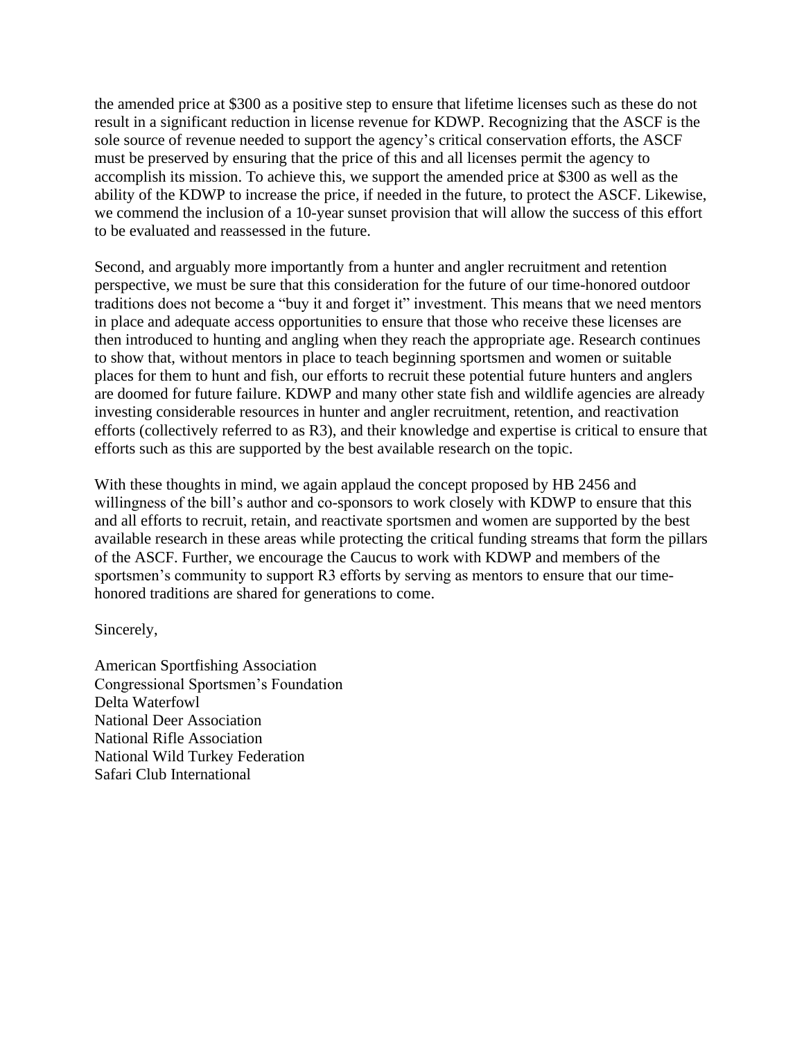the amended price at $300 as a positive step to ensure that lifetime licenses such as these do not result in a significant reduction in license revenue for KDWP. Recognizing that the ASCF is the sole source of revenue needed to support the agency's critical conservation efforts, the ASCF must be preserved by ensuring that the price of this and all licenses permit the agency to accomplish its mission. To achieve this, we support the amended price at $300 as well as the ability of the KDWP to increase the price, if needed in the future, to protect the ASCF. Likewise, we commend the inclusion of a 10-year sunset provision that will allow the success of this effort to be evaluated and reassessed in the future.

Second, and arguably more importantly from a hunter and angler recruitment and retention perspective, we must be sure that this consideration for the future of our time-honored outdoor traditions does not become a "buy it and forget it" investment. This means that we need mentors in place and adequate access opportunities to ensure that those who receive these licenses are then introduced to hunting and angling when they reach the appropriate age. Research continues to show that, without mentors in place to teach beginning sportsmen and women or suitable places for them to hunt and fish, our efforts to recruit these potential future hunters and anglers are doomed for future failure. KDWP and many other state fish and wildlife agencies are already investing considerable resources in hunter and angler recruitment, retention, and reactivation efforts (collectively referred to as R3), and their knowledge and expertise is critical to ensure that efforts such as this are supported by the best available research on the topic.

With these thoughts in mind, we again applaud the concept proposed by HB 2456 and willingness of the bill's author and co-sponsors to work closely with KDWP to ensure that this and all efforts to recruit, retain, and reactivate sportsmen and women are supported by the best available research in these areas while protecting the critical funding streams that form the pillars of the ASCF. Further, we encourage the Caucus to work with KDWP and members of the sportsmen's community to support R3 efforts by serving as mentors to ensure that our time-honored traditions are shared for generations to come.

Sincerely,

American Sportfishing Association
Congressional Sportsmen's Foundation
Delta Waterfowl
National Deer Association
National Rifle Association
National Wild Turkey Federation
Safari Club International